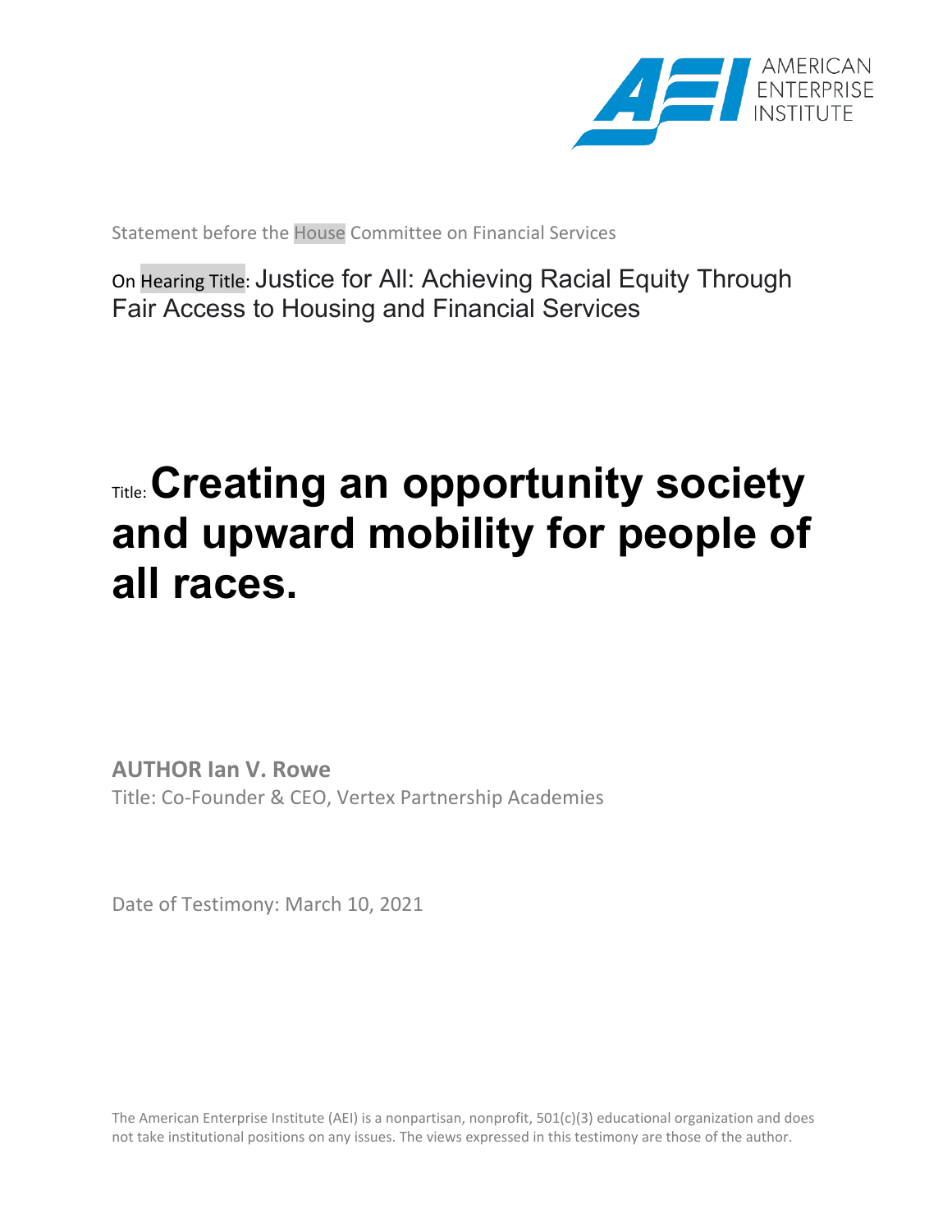AMERICAN ENTERPRISE INSTITUTE

Statement before the House Committee on Financial Services

On Hearing Title: Justice for All: Achieving Racial Equity Through Fair Access to Housing and Financial Services

# Title: Creating an opportunity society and upward mobility for people of all races.

**AUTHOR Ian V. Rowe**

Title: Co-Founder & CEO, Vertex Partnership Academies

Date of Testimony: March 10, 2021

The American Enterprise Institute (AEI) is a nonpartisan, nonprofit, 501(c)(3) educational organization and does not take institutional positions on any issues. The views expressed in this testimony are those of the author.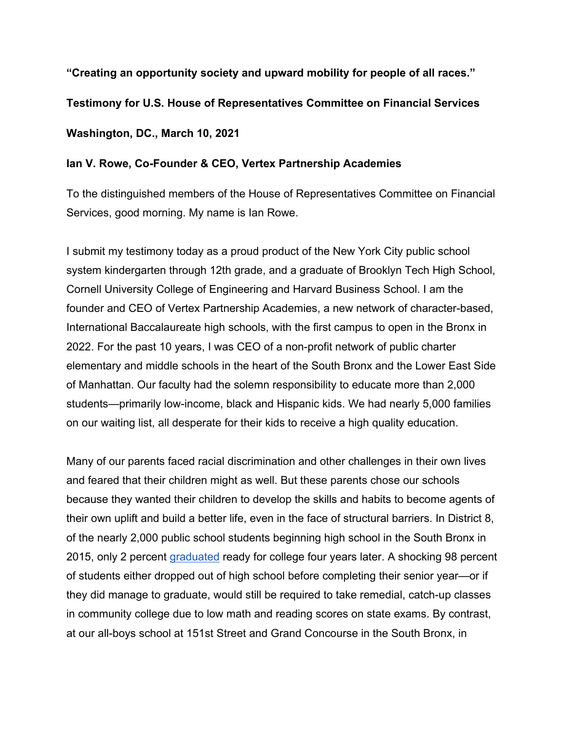**"Creating an opportunity society and upward mobility for people of all races."**

**Testimony for U.S. House of Representatives Committee on Financial Services**

**Washington, DC., March 10, 2021**

**Ian V. Rowe, Co-Founder & CEO, Vertex Partnership Academies**

To the distinguished members of the House of Representatives Committee on Financial Services, good morning. My name is Ian Rowe.

I submit my testimony today as a proud product of the New York City public school system kindergarten through 12th grade, and a graduate of Brooklyn Tech High School, Cornell University College of Engineering and Harvard Business School. I am the founder and CEO of Vertex Partnership Academies, a new network of character-based, International Baccalaureate high schools, with the first campus to open in the Bronx in 2022. For the past 10 years, I was CEO of a non-profit network of public charter elementary and middle schools in the heart of the South Bronx and the Lower East Side of Manhattan. Our faculty had the solemn responsibility to educate more than 2,000 students—primarily low-income, black and Hispanic kids. We had nearly 5,000 families on our waiting list, all desperate for their kids to receive a high quality education.

Many of our parents faced racial discrimination and other challenges in their own lives and feared that their children might as well. But these parents chose our schools because they wanted their children to develop the skills and habits to become agents of their own uplift and build a better life, even in the face of structural barriers. In District 8, of the nearly 2,000 public school students beginning high school in the South Bronx in 2015, only 2 percent graduated ready for college four years later. A shocking 98 percent of students either dropped out of high school before completing their senior year—or if they did manage to graduate, would still be required to take remedial, catch-up classes in community college due to low math and reading scores on state exams. By contrast, at our all-boys school at 151st Street and Grand Concourse in the South Bronx, in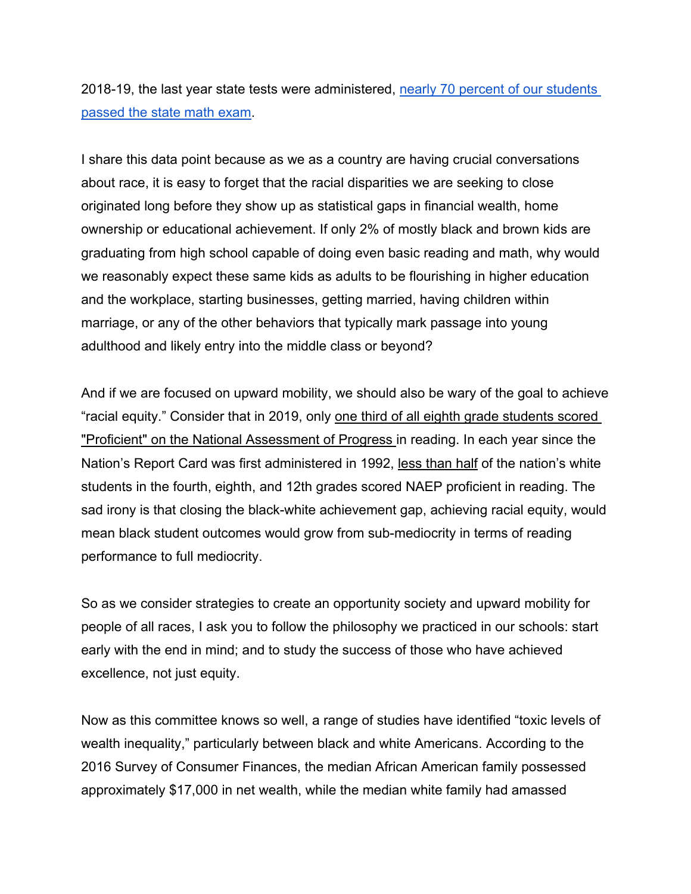2018-19, the last year state tests were administered, [nearly 70 percent of our students passed the state math exam](#).

I share this data point because as we as a country are having crucial conversations about race, it is easy to forget that the racial disparities we are seeking to close originated long before they show up as statistical gaps in financial wealth, home ownership or educational achievement. If only 2% of mostly black and brown kids are graduating from high school capable of doing even basic reading and math, why would we reasonably expect these same kids as adults to be flourishing in higher education and the workplace, starting businesses, getting married, having children within marriage, or any of the other behaviors that typically mark passage into young adulthood and likely entry into the middle class or beyond?

And if we are focused on upward mobility, we should also be wary of the goal to achieve "racial equity." Consider that in 2019, only one third of all eighth grade students scored "Proficient" on the National Assessment of Progress in reading. In each year since the Nation's Report Card was first administered in 1992, less than half of the nation's white students in the fourth, eighth, and 12th grades scored NAEP proficient in reading. The sad irony is that closing the black-white achievement gap, achieving racial equity, would mean black student outcomes would grow from sub-mediocrity in terms of reading performance to full mediocrity.

So as we consider strategies to create an opportunity society and upward mobility for people of all races, I ask you to follow the philosophy we practiced in our schools: start early with the end in mind; and to study the success of those who have achieved excellence, not just equity.

Now as this committee knows so well, a range of studies have identified "toxic levels of wealth inequality," particularly between black and white Americans. According to the 2016 Survey of Consumer Finances, the median African American family possessed approximately $17,000 in net wealth, while the median white family had amassed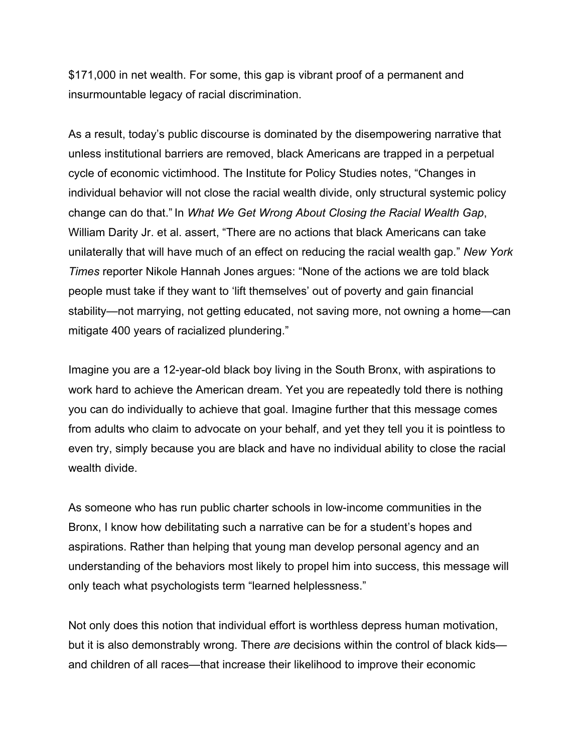$171,000 in net wealth. For some, this gap is vibrant proof of a permanent and insurmountable legacy of racial discrimination.

As a result, today's public discourse is dominated by the disempowering narrative that unless institutional barriers are removed, black Americans are trapped in a perpetual cycle of economic victimhood. The Institute for Policy Studies notes, "Changes in individual behavior will not close the racial wealth divide, only structural systemic policy change can do that." In *What We Get Wrong About Closing the Racial Wealth Gap*, William Darity Jr. et al. assert, "There are no actions that black Americans can take unilaterally that will have much of an effect on reducing the racial wealth gap." *New York Times* reporter Nikole Hannah Jones argues: "None of the actions we are told black people must take if they want to 'lift themselves' out of poverty and gain financial stability—not marrying, not getting educated, not saving more, not owning a home—can mitigate 400 years of racialized plundering."

Imagine you are a 12-year-old black boy living in the South Bronx, with aspirations to work hard to achieve the American dream. Yet you are repeatedly told there is nothing you can do individually to achieve that goal. Imagine further that this message comes from adults who claim to advocate on your behalf, and yet they tell you it is pointless to even try, simply because you are black and have no individual ability to close the racial wealth divide.

As someone who has run public charter schools in low-income communities in the Bronx, I know how debilitating such a narrative can be for a student's hopes and aspirations. Rather than helping that young man develop personal agency and an understanding of the behaviors most likely to propel him into success, this message will only teach what psychologists term "learned helplessness."

Not only does this notion that individual effort is worthless depress human motivation, but it is also demonstrably wrong. There *are* decisions within the control of black kids—and children of all races—that increase their likelihood to improve their economic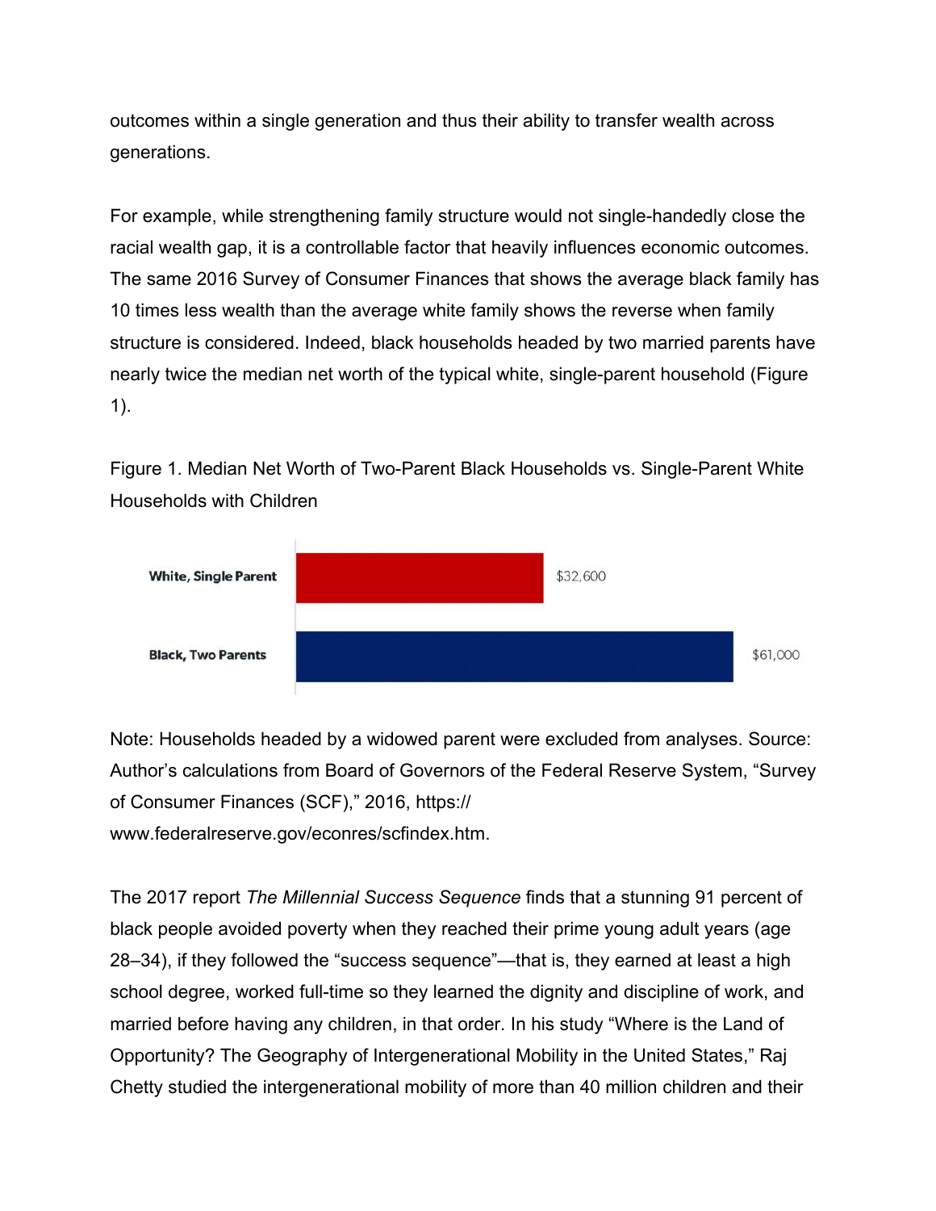outcomes within a single generation and thus their ability to transfer wealth across generations.

For example, while strengthening family structure would not single-handedly close the racial wealth gap, it is a controllable factor that heavily influences economic outcomes. The same 2016 Survey of Consumer Finances that shows the average black family has 10 times less wealth than the average white family shows the reverse when family structure is considered. Indeed, black households headed by two married parents have nearly twice the median net worth of the typical white, single-parent household (Figure 1).

Figure 1. Median Net Worth of Two-Parent Black Households vs. Single-Parent White Households with Children

| Household | Median Net Worth |
| --- | --- |
| White, Single Parent | $32,600 |
| Black, Two Parents | $61,000 |

Note: Households headed by a widowed parent were excluded from analyses. Source: Author's calculations from Board of Governors of the Federal Reserve System, "Survey of Consumer Finances (SCF)," 2016, https://www.federalreserve.gov/econres/scfindex.htm.

The 2017 report *The Millennial Success Sequence* finds that a stunning 91 percent of black people avoided poverty when they reached their prime young adult years (age 28–34), if they followed the "success sequence"—that is, they earned at least a high school degree, worked full-time so they learned the dignity and discipline of work, and married before having any children, in that order. In his study "Where is the Land of Opportunity? The Geography of Intergenerational Mobility in the United States," Raj Chetty studied the intergenerational mobility of more than 40 million children and their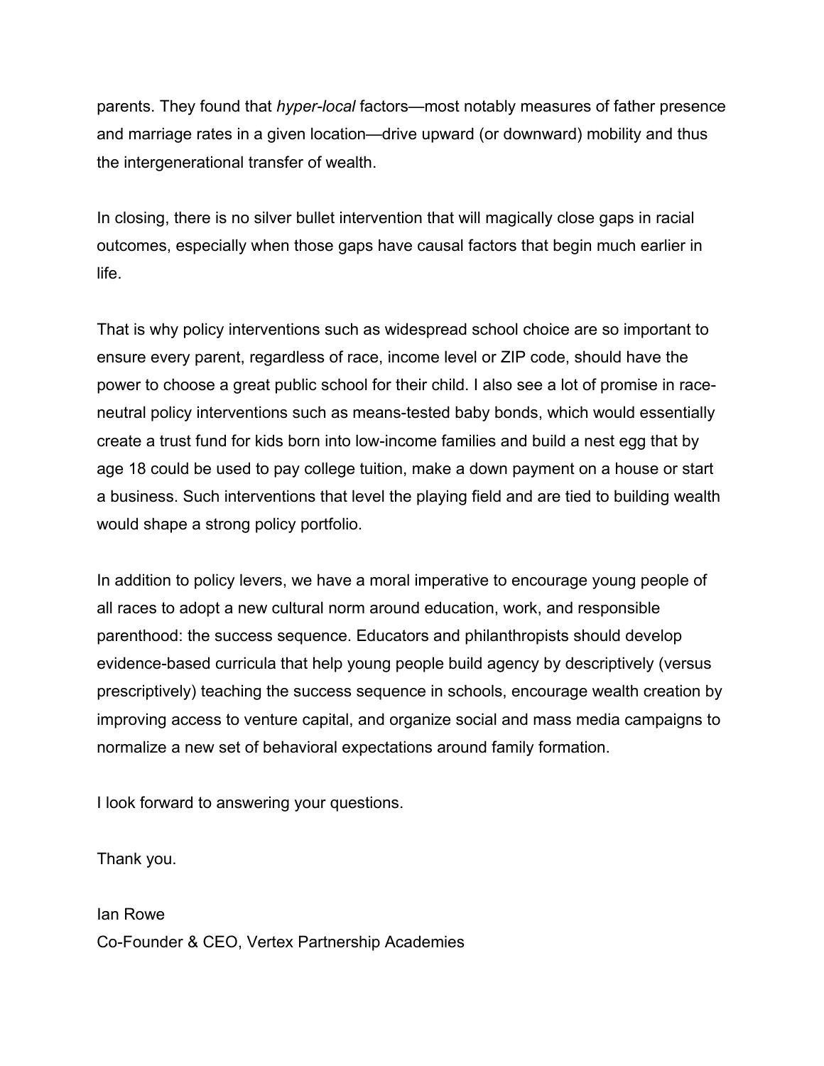parents. They found that *hyper-local* factors—most notably measures of father presence and marriage rates in a given location—drive upward (or downward) mobility and thus the intergenerational transfer of wealth.

In closing, there is no silver bullet intervention that will magically close gaps in racial outcomes, especially when those gaps have causal factors that begin much earlier in life.

That is why policy interventions such as widespread school choice are so important to ensure every parent, regardless of race, income level or ZIP code, should have the power to choose a great public school for their child. I also see a lot of promise in race-neutral policy interventions such as means-tested baby bonds, which would essentially create a trust fund for kids born into low-income families and build a nest egg that by age 18 could be used to pay college tuition, make a down payment on a house or start a business. Such interventions that level the playing field and are tied to building wealth would shape a strong policy portfolio.

In addition to policy levers, we have a moral imperative to encourage young people of all races to adopt a new cultural norm around education, work, and responsible parenthood: the success sequence. Educators and philanthropists should develop evidence-based curricula that help young people build agency by descriptively (versus prescriptively) teaching the success sequence in schools, encourage wealth creation by improving access to venture capital, and organize social and mass media campaigns to normalize a new set of behavioral expectations around family formation.

I look forward to answering your questions.

Thank you.

Ian Rowe
Co-Founder & CEO, Vertex Partnership Academies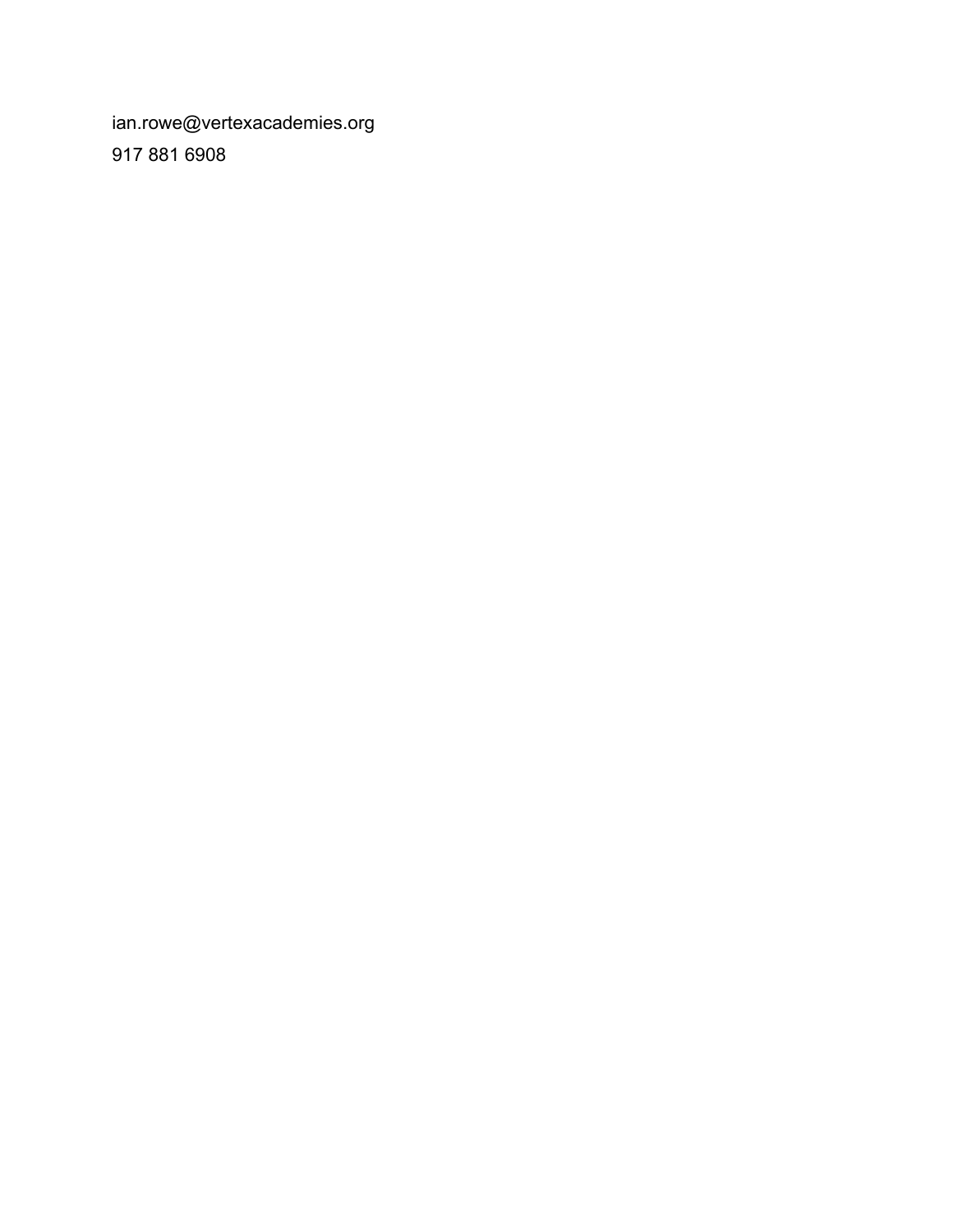ian.rowe@vertexacademies.org

917 881 6908